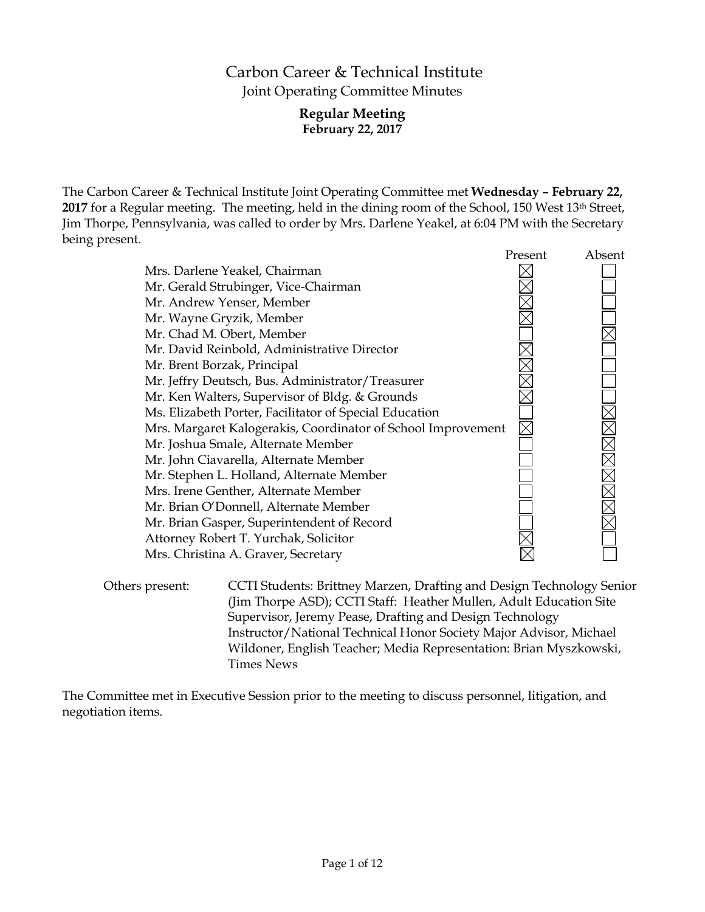# Carbon Career & Technical Institute

## Joint Operating Committee Minutes

### Regular Meeting
**February 22, 2017**

The Carbon Career & Technical Institute Joint Operating Committee met **Wednesday – February 22, 2017** for a Regular meeting. The meeting, held in the dining room of the School, 150 West 13th Street, Jim Thorpe, Pennsylvania, was called to order by Mrs. Darlene Yeakel, at 6:04 PM with the Secretary being present.

| | Present | Absent |
|---|---|---|
| Mrs. Darlene Yeakel, Chairman | ☒ | ☐ |
| Mr. Gerald Strubinger, Vice-Chairman | ☒ | ☐ |
| Mr. Andrew Yenser, Member | ☒ | ☐ |
| Mr. Wayne Gryzik, Member | ☒ | ☐ |
| Mr. Chad M. Obert, Member | ☐ | ☒ |
| Mr. David Reinbold, Administrative Director | ☒ | ☐ |
| Mr. Brent Borzak, Principal | ☒ | ☐ |
| Mr. Jeffry Deutsch, Bus. Administrator/Treasurer | ☒ | ☐ |
| Mr. Ken Walters, Supervisor of Bldg. & Grounds | ☒ | ☐ |
| Ms. Elizabeth Porter, Facilitator of Special Education | ☐ | ☒ |
| Mrs. Margaret Kalogerakis, Coordinator of School Improvement | ☒ | ☒ |
| Mr. Joshua Smale, Alternate Member | ☐ | ☒ |
| Mr. John Ciavarella, Alternate Member | ☐ | ☒ |
| Mr. Stephen L. Holland, Alternate Member | ☐ | ☒ |
| Mrs. Irene Genther, Alternate Member | ☐ | ☒ |
| Mr. Brian O'Donnell, Alternate Member | ☐ | ☒ |
| Mr. Brian Gasper, Superintendent of Record | ☐ | ☒ |
| Attorney Robert T. Yurchak, Solicitor | ☒ | ☐ |
| Mrs. Christina A. Graver, Secretary | ☒ | ☐ |

Others present: CCTI Students: Brittney Marzen, Drafting and Design Technology Senior (Jim Thorpe ASD); CCTI Staff: Heather Mullen, Adult Education Site Supervisor, Jeremy Pease, Drafting and Design Technology Instructor/National Technical Honor Society Major Advisor, Michael Wildoner, English Teacher; Media Representation: Brian Myszkowski, Times News

The Committee met in Executive Session prior to the meeting to discuss personnel, litigation, and negotiation items.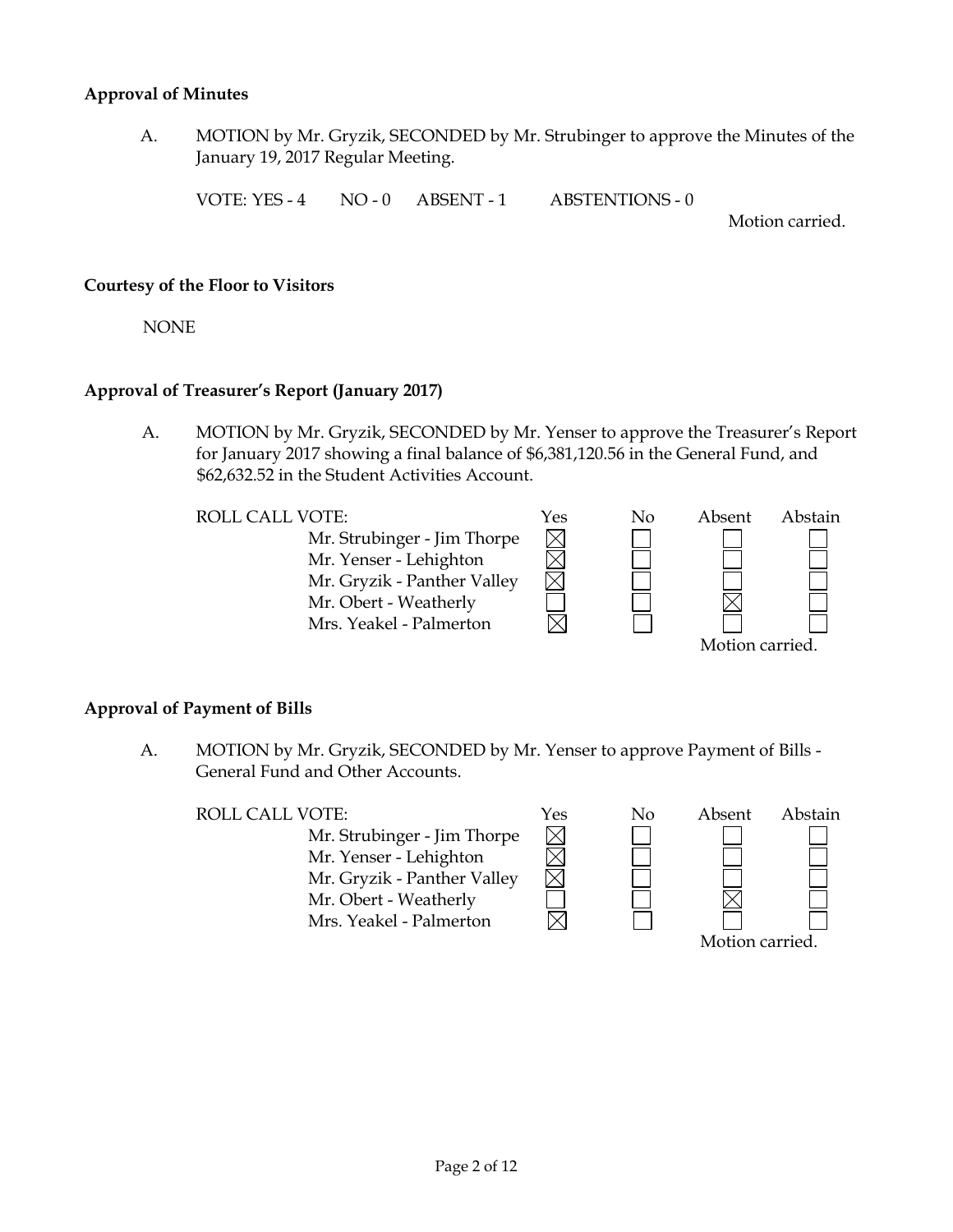**Approval of Minutes**

A. MOTION by Mr. Gryzik, SECONDED by Mr. Strubinger to approve the Minutes of the January 19, 2017 Regular Meeting.

VOTE: YES - 4 NO - 0 ABSENT - 1 ABSTENTIONS - 0

Motion carried.

**Courtesy of the Floor to Visitors**

NONE

**Approval of Treasurer's Report (January 2017)**

A. MOTION by Mr. Gryzik, SECONDED by Mr. Yenser to approve the Treasurer's Report for January 2017 showing a final balance of $6,381,120.56 in the General Fund, and $62,632.52 in the Student Activities Account.

| ROLL CALL VOTE: | Yes | No | Absent | Abstain |
|---|---|---|---|---|
| Mr. Strubinger - Jim Thorpe | ☒ | ☐ | ☐ | ☐ |
| Mr. Yenser - Lehighton | ☒ | ☐ | ☐ | ☐ |
| Mr. Gryzik - Panther Valley | ☒ | ☐ | ☐ | ☐ |
| Mr. Obert - Weatherly | ☐ | ☐ | ☒ | ☐ |
| Mrs. Yeakel - Palmerton | ☒ | ☐ | ☐ | ☐ |

Motion carried.

**Approval of Payment of Bills**

A. MOTION by Mr. Gryzik, SECONDED by Mr. Yenser to approve Payment of Bills - General Fund and Other Accounts.

| ROLL CALL VOTE: | Yes | No | Absent | Abstain |
|---|---|---|---|---|
| Mr. Strubinger - Jim Thorpe | ☒ | ☐ | ☐ | ☐ |
| Mr. Yenser - Lehighton | ☒ | ☐ | ☐ | ☐ |
| Mr. Gryzik - Panther Valley | ☒ | ☐ | ☐ | ☐ |
| Mr. Obert - Weatherly | ☐ | ☐ | ☒ | ☐ |
| Mrs. Yeakel - Palmerton | ☒ | ☐ | ☐ | ☐ |

Motion carried.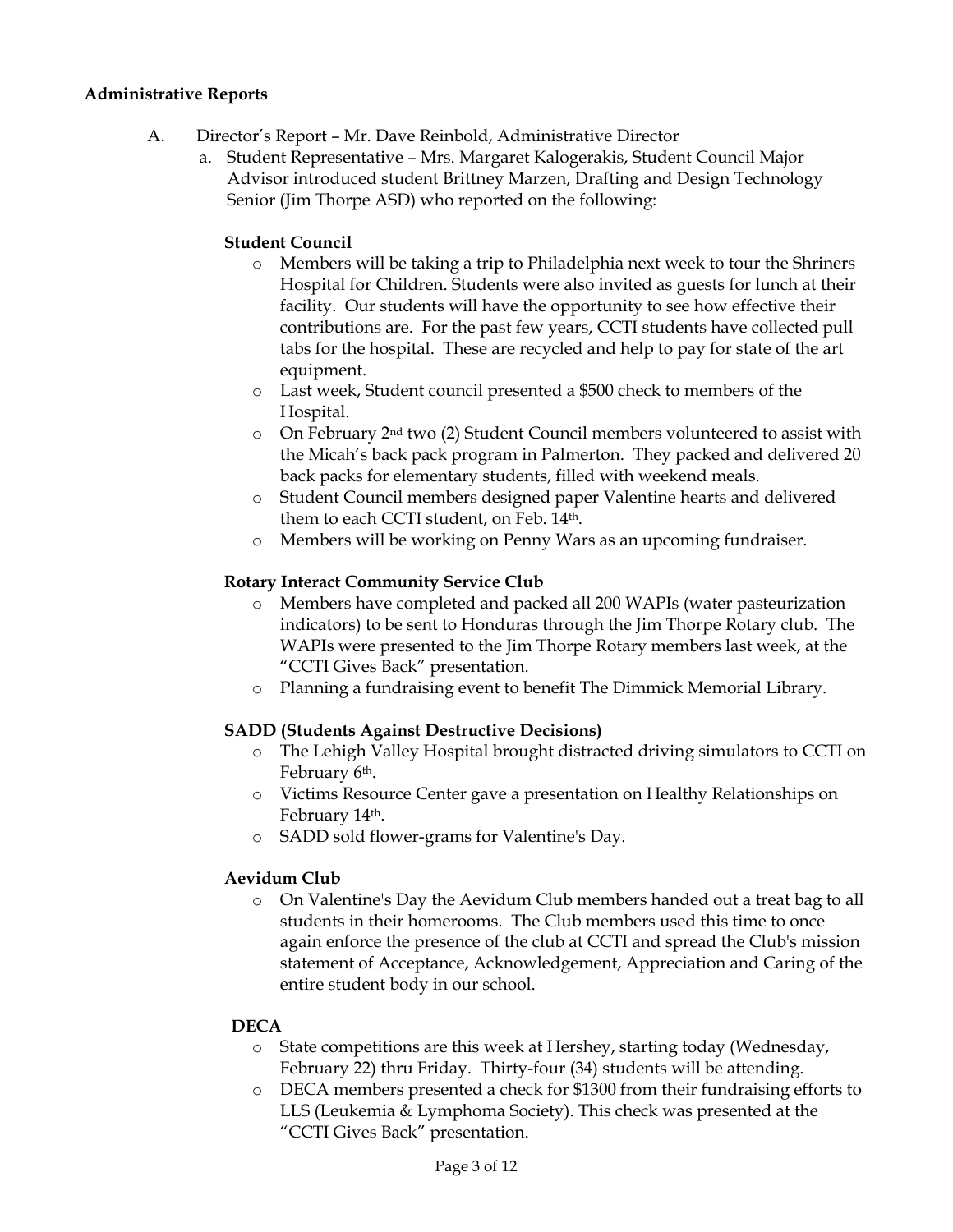**Administrative Reports**

A. Director's Report – Mr. Dave Reinbold, Administrative Director

a. Student Representative – Mrs. Margaret Kalogerakis, Student Council Major Advisor introduced student Brittney Marzen, Drafting and Design Technology Senior (Jim Thorpe ASD) who reported on the following:

**Student Council**

- Members will be taking a trip to Philadelphia next week to tour the Shriners Hospital for Children. Students were also invited as guests for lunch at their facility. Our students will have the opportunity to see how effective their contributions are. For the past few years, CCTI students have collected pull tabs for the hospital. These are recycled and help to pay for state of the art equipment.
- Last week, Student council presented a $500 check to members of the Hospital.
- On February 2nd two (2) Student Council members volunteered to assist with the Micah's back pack program in Palmerton. They packed and delivered 20 back packs for elementary students, filled with weekend meals.
- Student Council members designed paper Valentine hearts and delivered them to each CCTI student, on Feb. 14th.
- Members will be working on Penny Wars as an upcoming fundraiser.

**Rotary Interact Community Service Club**

- Members have completed and packed all 200 WAPIs (water pasteurization indicators) to be sent to Honduras through the Jim Thorpe Rotary club. The WAPIs were presented to the Jim Thorpe Rotary members last week, at the "CCTI Gives Back" presentation.
- Planning a fundraising event to benefit The Dimmick Memorial Library.

**SADD (Students Against Destructive Decisions)**

- The Lehigh Valley Hospital brought distracted driving simulators to CCTI on February 6th.
- Victims Resource Center gave a presentation on Healthy Relationships on February 14th.
- SADD sold flower-grams for Valentine's Day.

**Aevidum Club**

- On Valentine's Day the Aevidum Club members handed out a treat bag to all students in their homerooms. The Club members used this time to once again enforce the presence of the club at CCTI and spread the Club's mission statement of Acceptance, Acknowledgement, Appreciation and Caring of the entire student body in our school.

**DECA**

- State competitions are this week at Hershey, starting today (Wednesday, February 22) thru Friday. Thirty-four (34) students will be attending.
- DECA members presented a check for $1300 from their fundraising efforts to LLS (Leukemia & Lymphoma Society). This check was presented at the "CCTI Gives Back" presentation.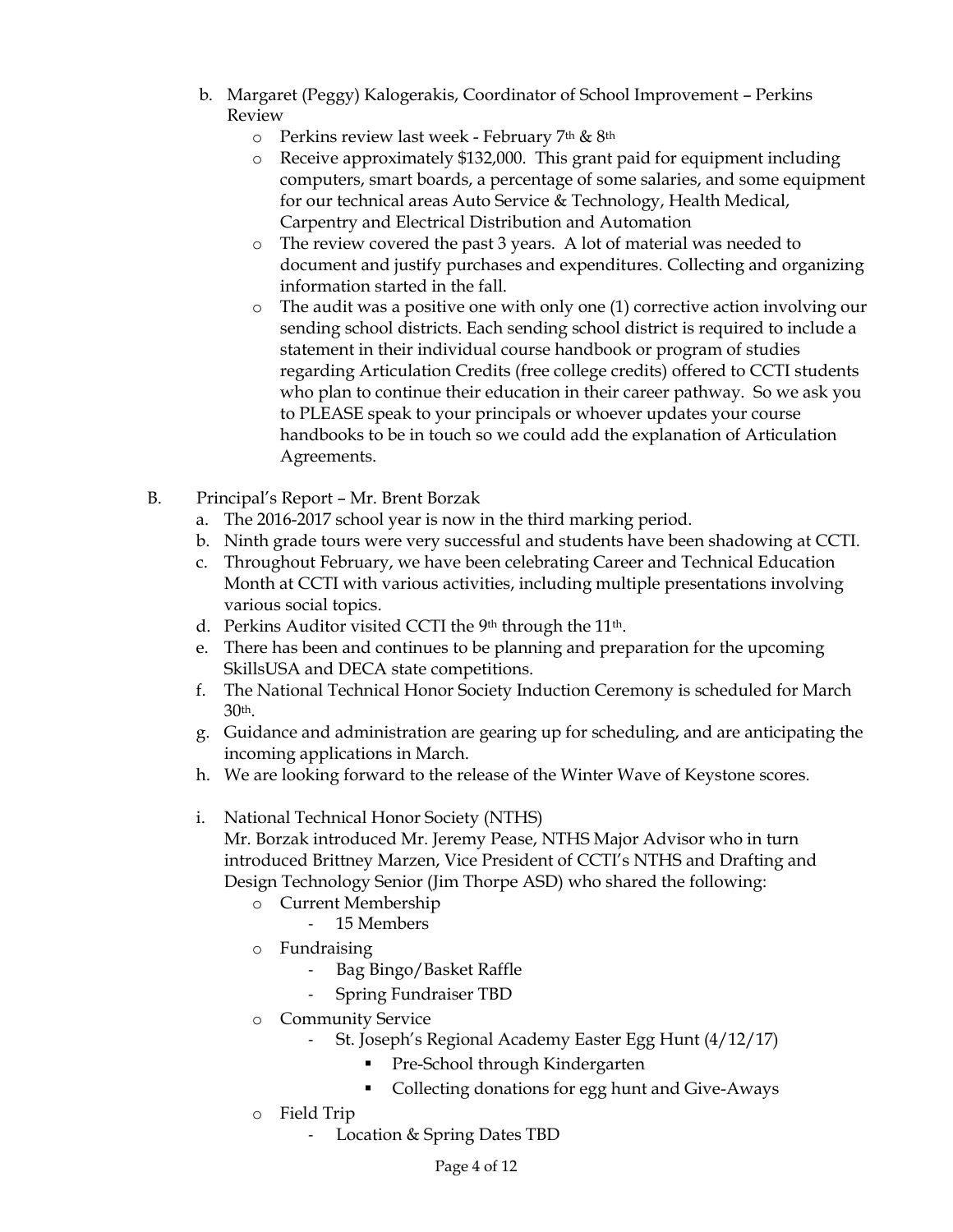b. Margaret (Peggy) Kalogerakis, Coordinator of School Improvement – Perkins Review
   - Perkins review last week - February 7th & 8th
   - Receive approximately $132,000. This grant paid for equipment including computers, smart boards, a percentage of some salaries, and some equipment for our technical areas Auto Service & Technology, Health Medical, Carpentry and Electrical Distribution and Automation
   - The review covered the past 3 years. A lot of material was needed to document and justify purchases and expenditures. Collecting and organizing information started in the fall.
   - The audit was a positive one with only one (1) corrective action involving our sending school districts. Each sending school district is required to include a statement in their individual course handbook or program of studies regarding Articulation Credits (free college credits) offered to CCTI students who plan to continue their education in their career pathway. So we ask you to PLEASE speak to your principals or whoever updates your course handbooks to be in touch so we could add the explanation of Articulation Agreements.

B. Principal's Report – Mr. Brent Borzak

a. The 2016-2017 school year is now in the third marking period.

b. Ninth grade tours were very successful and students have been shadowing at CCTI.

c. Throughout February, we have been celebrating Career and Technical Education Month at CCTI with various activities, including multiple presentations involving various social topics.

d. Perkins Auditor visited CCTI the 9th through the 11th.

e. There has been and continues to be planning and preparation for the upcoming SkillsUSA and DECA state competitions.

f. The National Technical Honor Society Induction Ceremony is scheduled for March 30th.

g. Guidance and administration are gearing up for scheduling, and are anticipating the incoming applications in March.

h. We are looking forward to the release of the Winter Wave of Keystone scores.

i. National Technical Honor Society (NTHS)
   Mr. Borzak introduced Mr. Jeremy Pease, NTHS Major Advisor who in turn introduced Brittney Marzen, Vice President of CCTI's NTHS and Drafting and Design Technology Senior (Jim Thorpe ASD) who shared the following:
   - Current Membership
     - 15 Members
   - Fundraising
     - Bag Bingo/Basket Raffle
     - Spring Fundraiser TBD
   - Community Service
     - St. Joseph's Regional Academy Easter Egg Hunt (4/12/17)
       - Pre-School through Kindergarten
       - Collecting donations for egg hunt and Give-Aways
   - Field Trip
     - Location & Spring Dates TBD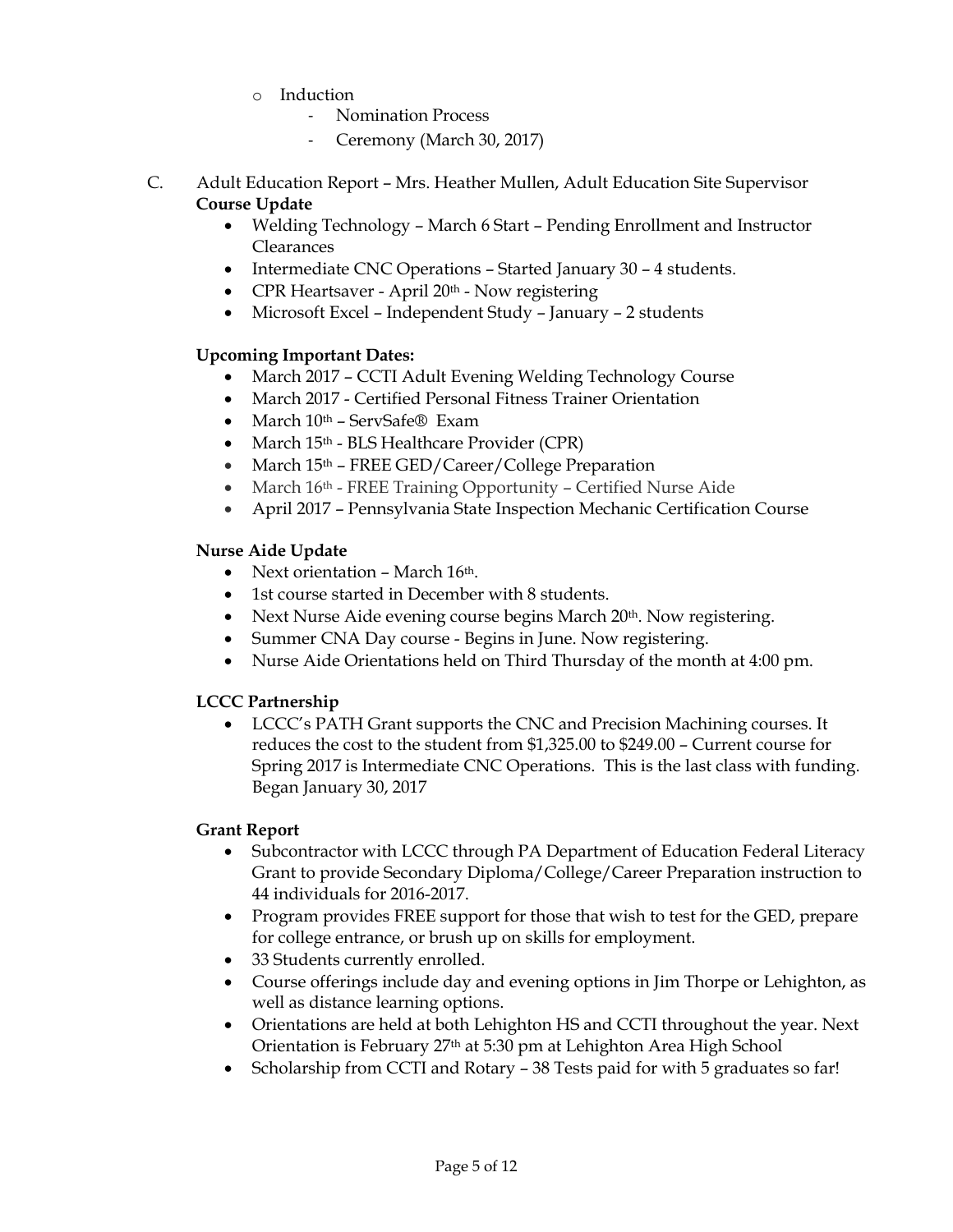- Induction
  - Nomination Process
  - Ceremony (March 30, 2017)

C. Adult Education Report – Mrs. Heather Mullen, Adult Education Site Supervisor

**Course Update**

- Welding Technology – March 6 Start – Pending Enrollment and Instructor Clearances
- Intermediate CNC Operations – Started January 30 – 4 students.
- CPR Heartsaver - April 20th - Now registering
- Microsoft Excel – Independent Study – January – 2 students

**Upcoming Important Dates:**

- March 2017 – CCTI Adult Evening Welding Technology Course
- March 2017 - Certified Personal Fitness Trainer Orientation
- March 10th – ServSafe® Exam
- March 15th - BLS Healthcare Provider (CPR)
- March 15th – FREE GED/Career/College Preparation
- March 16th - FREE Training Opportunity – Certified Nurse Aide
- April 2017 – Pennsylvania State Inspection Mechanic Certification Course

**Nurse Aide Update**

- Next orientation – March 16th.
- 1st course started in December with 8 students.
- Next Nurse Aide evening course begins March 20th. Now registering.
- Summer CNA Day course - Begins in June. Now registering.
- Nurse Aide Orientations held on Third Thursday of the month at 4:00 pm.

**LCCC Partnership**

- LCCC's PATH Grant supports the CNC and Precision Machining courses. It reduces the cost to the student from $1,325.00 to $249.00 – Current course for Spring 2017 is Intermediate CNC Operations. This is the last class with funding. Began January 30, 2017

**Grant Report**

- Subcontractor with LCCC through PA Department of Education Federal Literacy Grant to provide Secondary Diploma/College/Career Preparation instruction to 44 individuals for 2016-2017.
- Program provides FREE support for those that wish to test for the GED, prepare for college entrance, or brush up on skills for employment.
- 33 Students currently enrolled.
- Course offerings include day and evening options in Jim Thorpe or Lehighton, as well as distance learning options.
- Orientations are held at both Lehighton HS and CCTI throughout the year. Next Orientation is February 27th at 5:30 pm at Lehighton Area High School
- Scholarship from CCTI and Rotary – 38 Tests paid for with 5 graduates so far!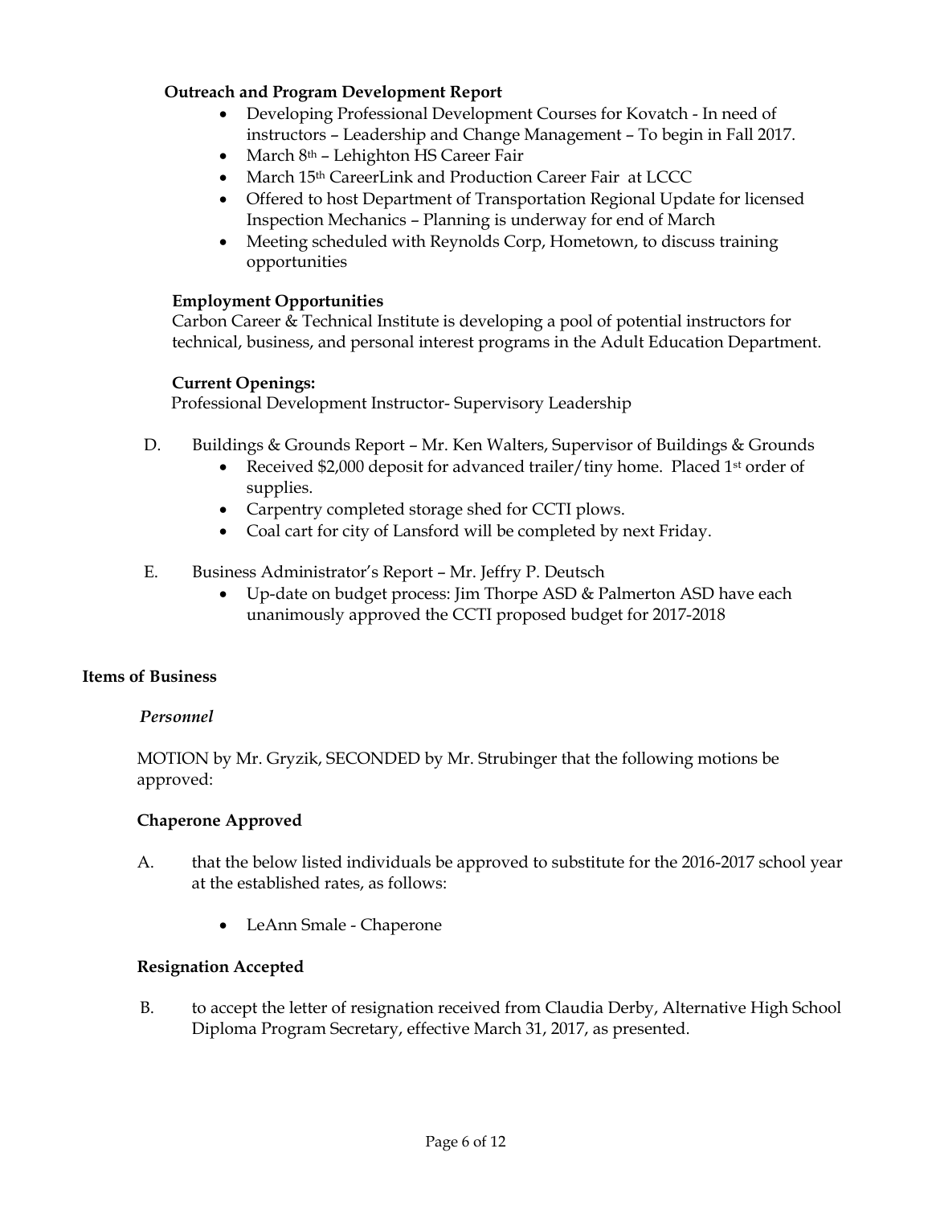**Outreach and Program Development Report**

- Developing Professional Development Courses for Kovatch - In need of instructors – Leadership and Change Management – To begin in Fall 2017.
- March 8th – Lehighton HS Career Fair
- March 15th CareerLink and Production Career Fair at LCCC
- Offered to host Department of Transportation Regional Update for licensed Inspection Mechanics – Planning is underway for end of March
- Meeting scheduled with Reynolds Corp, Hometown, to discuss training opportunities

**Employment Opportunities**

Carbon Career & Technical Institute is developing a pool of potential instructors for technical, business, and personal interest programs in the Adult Education Department.

**Current Openings:**

Professional Development Instructor- Supervisory Leadership

D. Buildings & Grounds Report – Mr. Ken Walters, Supervisor of Buildings & Grounds
   - Received $2,000 deposit for advanced trailer/tiny home. Placed 1st order of supplies.
   - Carpentry completed storage shed for CCTI plows.
   - Coal cart for city of Lansford will be completed by next Friday.

E. Business Administrator's Report – Mr. Jeffry P. Deutsch
   - Up-date on budget process: Jim Thorpe ASD & Palmerton ASD have each unanimously approved the CCTI proposed budget for 2017-2018

**Items of Business**

***Personnel***

MOTION by Mr. Gryzik, SECONDED by Mr. Strubinger that the following motions be approved:

**Chaperone Approved**

A. that the below listed individuals be approved to substitute for the 2016-2017 school year at the established rates, as follows:

   - LeAnn Smale - Chaperone

**Resignation Accepted**

B. to accept the letter of resignation received from Claudia Derby, Alternative High School Diploma Program Secretary, effective March 31, 2017, as presented.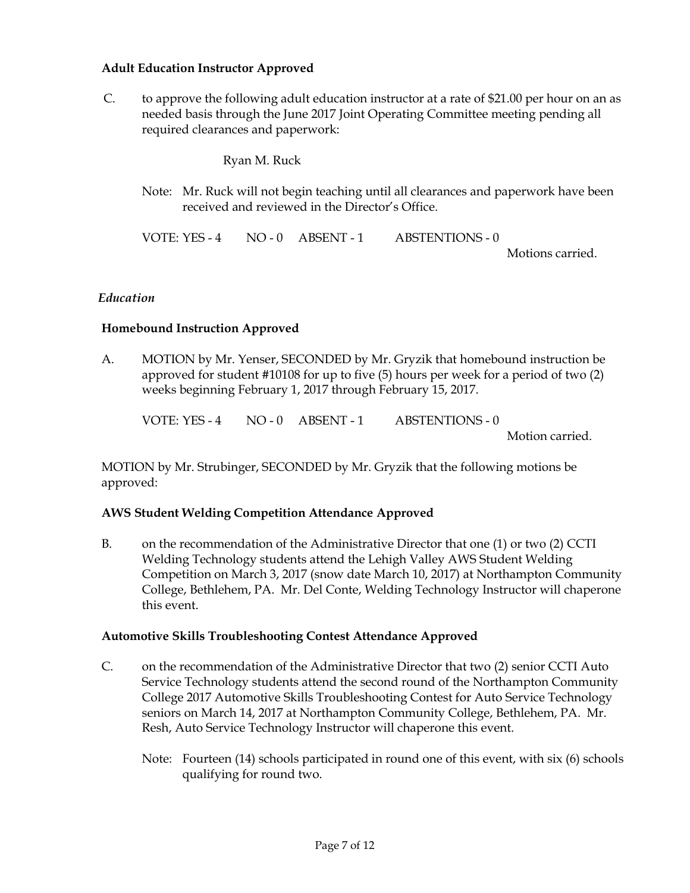**Adult Education Instructor Approved**

C. to approve the following adult education instructor at a rate of $21.00 per hour on an as needed basis through the June 2017 Joint Operating Committee meeting pending all required clearances and paperwork:

Ryan M. Ruck

Note: Mr. Ruck will not begin teaching until all clearances and paperwork have been received and reviewed in the Director's Office.

VOTE: YES - 4 NO - 0 ABSENT - 1 ABSTENTIONS - 0

Motions carried.

*Education*

**Homebound Instruction Approved**

A. MOTION by Mr. Yenser, SECONDED by Mr. Gryzik that homebound instruction be approved for student #10108 for up to five (5) hours per week for a period of two (2) weeks beginning February 1, 2017 through February 15, 2017.

VOTE: YES - 4 NO - 0 ABSENT - 1 ABSTENTIONS - 0

Motion carried.

MOTION by Mr. Strubinger, SECONDED by Mr. Gryzik that the following motions be approved:

**AWS Student Welding Competition Attendance Approved**

B. on the recommendation of the Administrative Director that one (1) or two (2) CCTI Welding Technology students attend the Lehigh Valley AWS Student Welding Competition on March 3, 2017 (snow date March 10, 2017) at Northampton Community College, Bethlehem, PA. Mr. Del Conte, Welding Technology Instructor will chaperone this event.

**Automotive Skills Troubleshooting Contest Attendance Approved**

C. on the recommendation of the Administrative Director that two (2) senior CCTI Auto Service Technology students attend the second round of the Northampton Community College 2017 Automotive Skills Troubleshooting Contest for Auto Service Technology seniors on March 14, 2017 at Northampton Community College, Bethlehem, PA. Mr. Resh, Auto Service Technology Instructor will chaperone this event.

Note: Fourteen (14) schools participated in round one of this event, with six (6) schools qualifying for round two.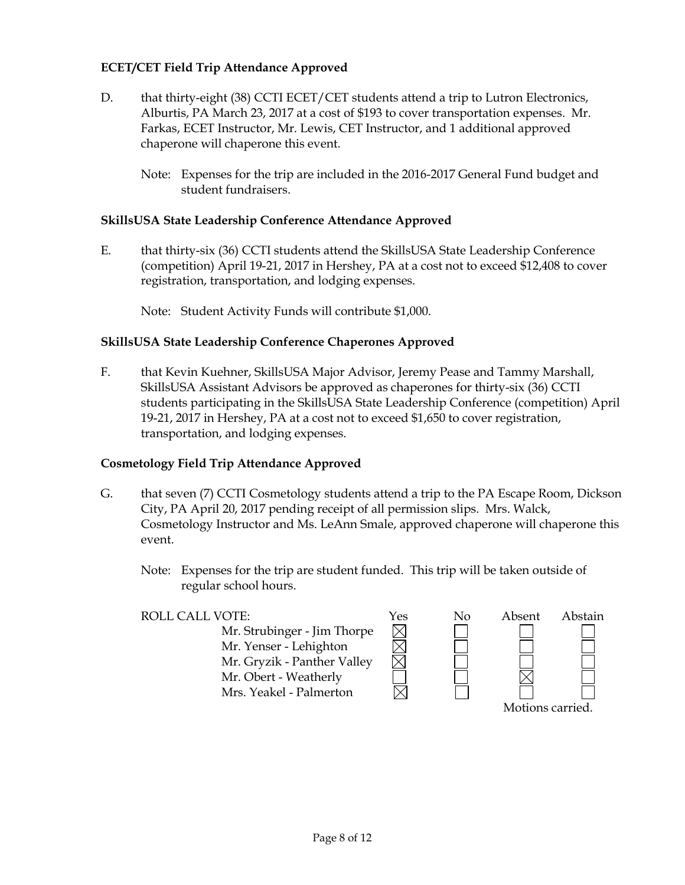**ECET/CET Field Trip Attendance Approved**

D. that thirty-eight (38) CCTI ECET/CET students attend a trip to Lutron Electronics, Alburtis, PA March 23, 2017 at a cost of $193 to cover transportation expenses. Mr. Farkas, ECET Instructor, Mr. Lewis, CET Instructor, and 1 additional approved chaperone will chaperone this event.

Note: Expenses for the trip are included in the 2016-2017 General Fund budget and student fundraisers.

**SkillsUSA State Leadership Conference Attendance Approved**

E. that thirty-six (36) CCTI students attend the SkillsUSA State Leadership Conference (competition) April 19-21, 2017 in Hershey, PA at a cost not to exceed $12,408 to cover registration, transportation, and lodging expenses.

Note: Student Activity Funds will contribute $1,000.

**SkillsUSA State Leadership Conference Chaperones Approved**

F. that Kevin Kuehner, SkillsUSA Major Advisor, Jeremy Pease and Tammy Marshall, SkillsUSA Assistant Advisors be approved as chaperones for thirty-six (36) CCTI students participating in the SkillsUSA State Leadership Conference (competition) April 19-21, 2017 in Hershey, PA at a cost not to exceed $1,650 to cover registration, transportation, and lodging expenses.

**Cosmetology Field Trip Attendance Approved**

G. that seven (7) CCTI Cosmetology students attend a trip to the PA Escape Room, Dickson City, PA April 20, 2017 pending receipt of all permission slips. Mrs. Walck, Cosmetology Instructor and Ms. LeAnn Smale, approved chaperone will chaperone this event.

Note: Expenses for the trip are student funded. This trip will be taken outside of regular school hours.

| ROLL CALL VOTE: | Yes | No | Absent | Abstain |
|---|---|---|---|---|
| Mr. Strubinger - Jim Thorpe | ☒ | ☐ | ☐ | ☐ |
| Mr. Yenser - Lehighton | ☒ | ☐ | ☐ | ☐ |
| Mr. Gryzik - Panther Valley | ☒ | ☐ | ☐ | ☐ |
| Mr. Obert - Weatherly | ☐ | ☐ | ☒ | ☐ |
| Mrs. Yeakel - Palmerton | ☒ | ☐ | ☐ | ☐ |

Motions carried.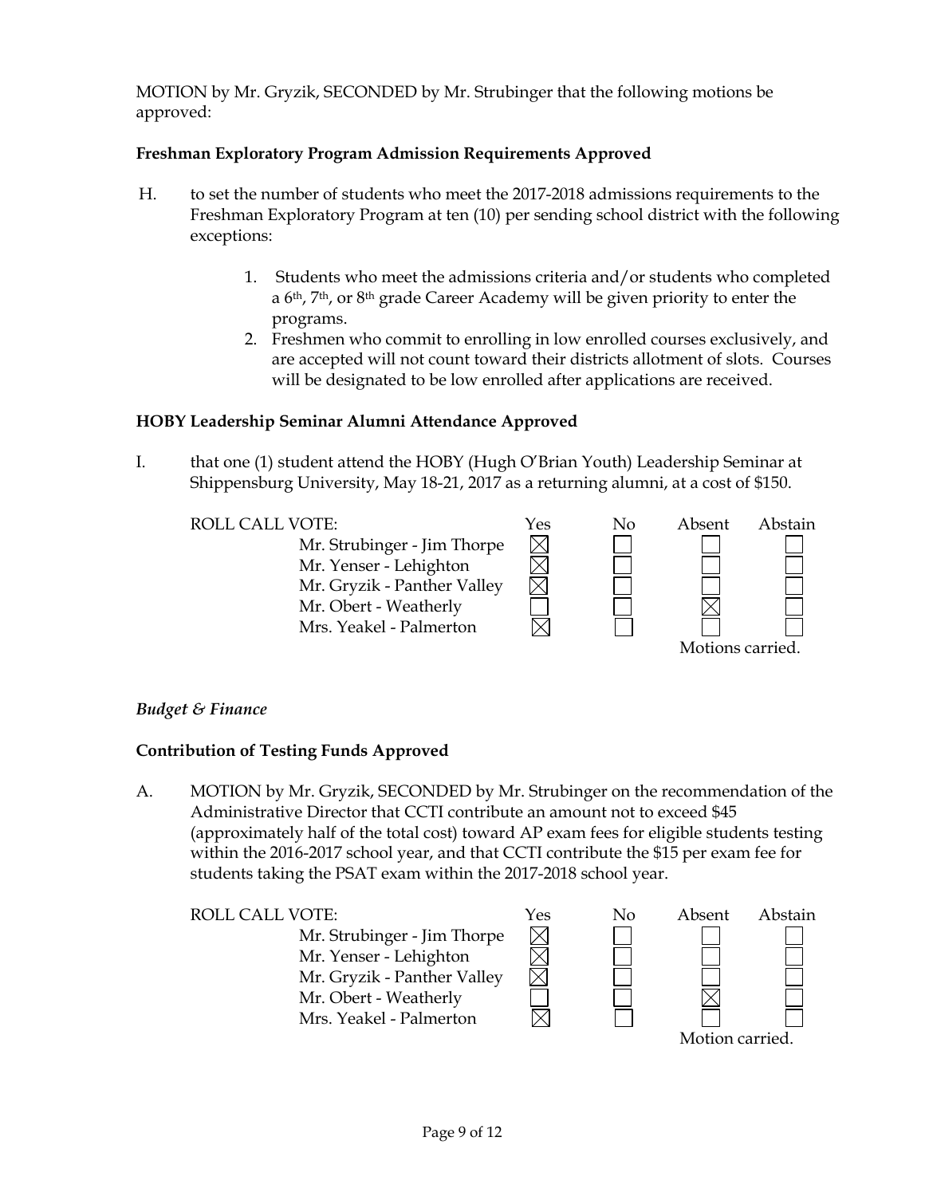MOTION by Mr. Gryzik, SECONDED by Mr. Strubinger that the following motions be approved:

**Freshman Exploratory Program Admission Requirements Approved**

H. to set the number of students who meet the 2017-2018 admissions requirements to the Freshman Exploratory Program at ten (10) per sending school district with the following exceptions:

1. Students who meet the admissions criteria and/or students who completed a 6th, 7th, or 8th grade Career Academy will be given priority to enter the programs.
2. Freshmen who commit to enrolling in low enrolled courses exclusively, and are accepted will not count toward their districts allotment of slots. Courses will be designated to be low enrolled after applications are received.

**HOBY Leadership Seminar Alumni Attendance Approved**

I. that one (1) student attend the HOBY (Hugh O'Brian Youth) Leadership Seminar at Shippensburg University, May 18-21, 2017 as a returning alumni, at a cost of $150.

ROLL CALL VOTE:

| | Yes | No | Absent | Abstain |
|---|---|---|---|---|
| Mr. Strubinger - Jim Thorpe | ☒ | ☐ | ☐ | ☐ |
| Mr. Yenser - Lehighton | ☒ | ☐ | ☐ | ☐ |
| Mr. Gryzik - Panther Valley | ☒ | ☐ | ☐ | ☐ |
| Mr. Obert - Weatherly | ☐ | ☐ | ☒ | ☐ |
| Mrs. Yeakel - Palmerton | ☒ | ☐ | ☐ | ☐ |

Motions carried.

*Budget & Finance*

**Contribution of Testing Funds Approved**

A. MOTION by Mr. Gryzik, SECONDED by Mr. Strubinger on the recommendation of the Administrative Director that CCTI contribute an amount not to exceed $45 (approximately half of the total cost) toward AP exam fees for eligible students testing within the 2016-2017 school year, and that CCTI contribute the $15 per exam fee for students taking the PSAT exam within the 2017-2018 school year.

ROLL CALL VOTE:

| | Yes | No | Absent | Abstain |
|---|---|---|---|---|
| Mr. Strubinger - Jim Thorpe | ☒ | ☐ | ☐ | ☐ |
| Mr. Yenser - Lehighton | ☒ | ☐ | ☐ | ☐ |
| Mr. Gryzik - Panther Valley | ☒ | ☐ | ☐ | ☐ |
| Mr. Obert - Weatherly | ☐ | ☐ | ☒ | ☐ |
| Mrs. Yeakel - Palmerton | ☒ | ☐ | ☐ | ☐ |

Motion carried.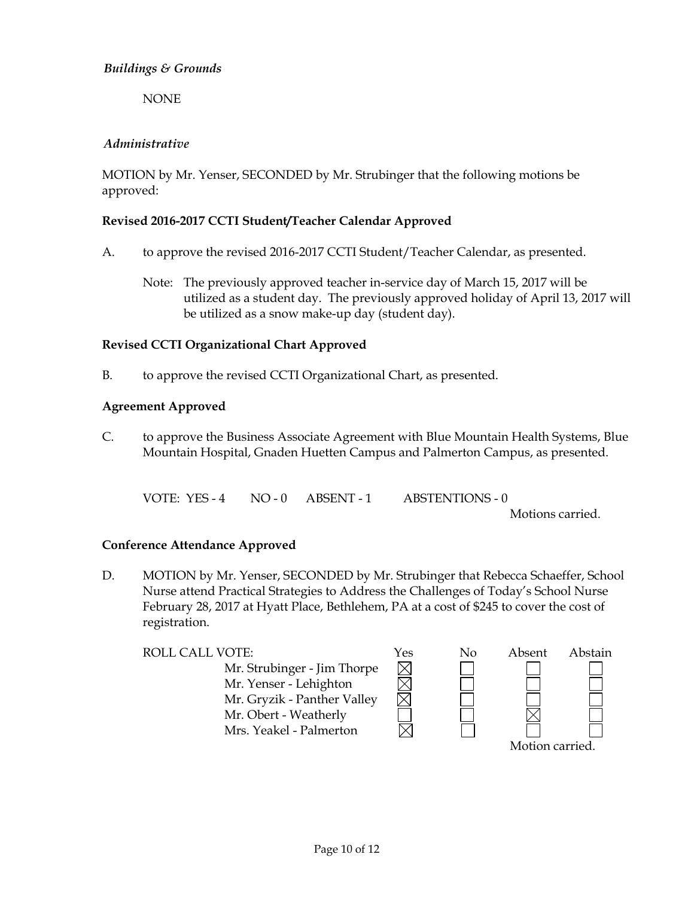*Buildings & Grounds*

NONE

*Administrative*

MOTION by Mr. Yenser, SECONDED by Mr. Strubinger that the following motions be approved:

**Revised 2016-2017 CCTI Student/Teacher Calendar Approved**

A. to approve the revised 2016-2017 CCTI Student/Teacher Calendar, as presented.

Note: The previously approved teacher in-service day of March 15, 2017 will be utilized as a student day. The previously approved holiday of April 13, 2017 will be utilized as a snow make-up day (student day).

**Revised CCTI Organizational Chart Approved**

B. to approve the revised CCTI Organizational Chart, as presented.

**Agreement Approved**

C. to approve the Business Associate Agreement with Blue Mountain Health Systems, Blue Mountain Hospital, Gnaden Huetten Campus and Palmerton Campus, as presented.

VOTE: YES - 4 NO - 0 ABSENT - 1 ABSTENTIONS - 0

Motions carried.

**Conference Attendance Approved**

D. MOTION by Mr. Yenser, SECONDED by Mr. Strubinger that Rebecca Schaeffer, School Nurse attend Practical Strategies to Address the Challenges of Today's School Nurse February 28, 2017 at Hyatt Place, Bethlehem, PA at a cost of $245 to cover the cost of registration.

| ROLL CALL VOTE: | Yes | No | Absent | Abstain |
|---|---|---|---|---|
| Mr. Strubinger - Jim Thorpe | ☒ | ☐ | ☐ | ☐ |
| Mr. Yenser - Lehighton | ☒ | ☐ | ☐ | ☐ |
| Mr. Gryzik - Panther Valley | ☒ | ☐ | ☐ | ☐ |
| Mr. Obert - Weatherly | ☐ | ☐ | ☒ | ☐ |
| Mrs. Yeakel - Palmerton | ☒ | ☐ | ☐ | ☐ |

Motion carried.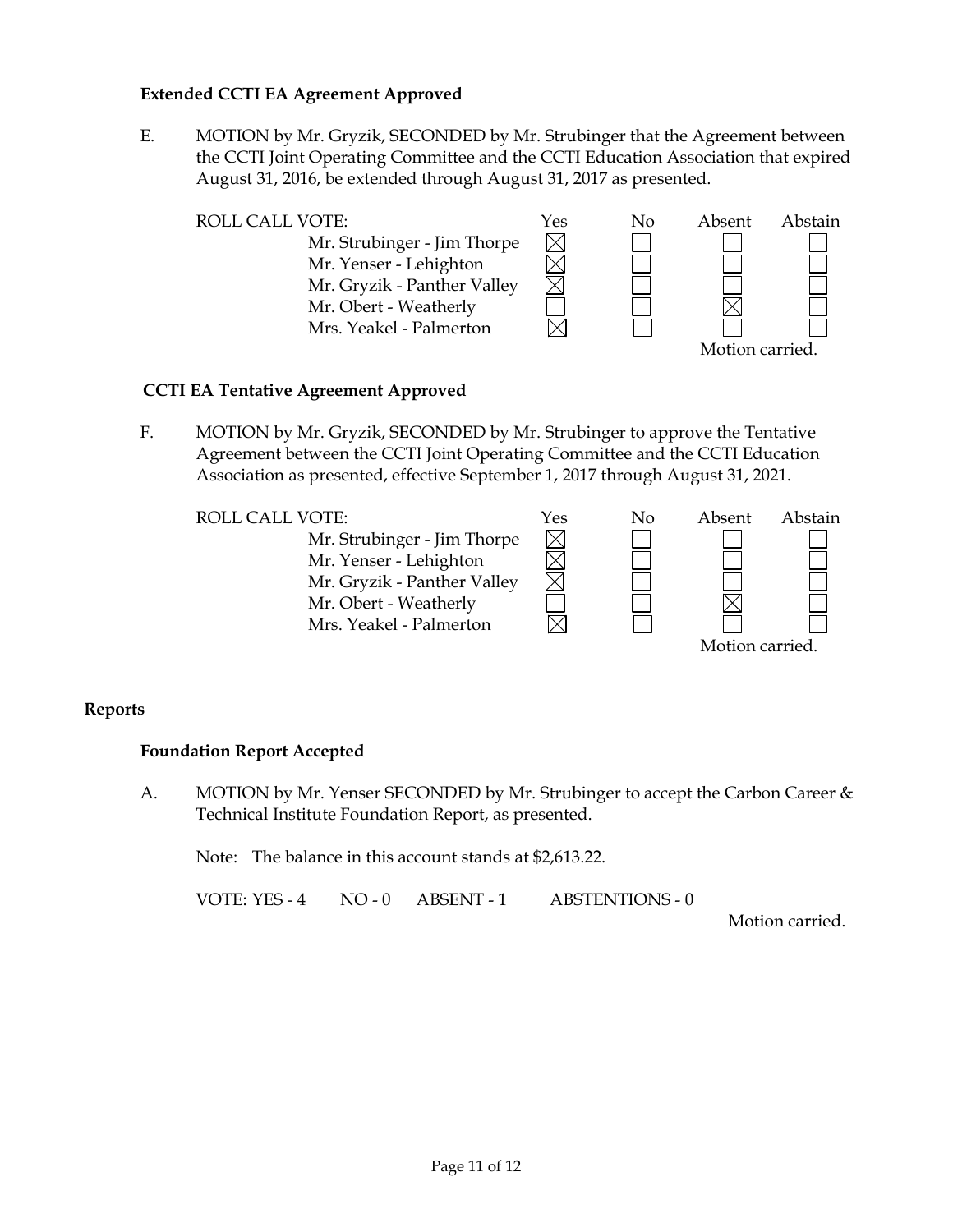**Extended CCTI EA Agreement Approved**

E. MOTION by Mr. Gryzik, SECONDED by Mr. Strubinger that the Agreement between the CCTI Joint Operating Committee and the CCTI Education Association that expired August 31, 2016, be extended through August 31, 2017 as presented.

| ROLL CALL VOTE: | Yes | No | Absent | Abstain |
|---|---|---|---|---|
| Mr. Strubinger - Jim Thorpe | ☒ | ☐ | ☐ | ☐ |
| Mr. Yenser - Lehighton | ☒ | ☐ | ☐ | ☐ |
| Mr. Gryzik - Panther Valley | ☒ | ☐ | ☐ | ☐ |
| Mr. Obert - Weatherly | ☐ | ☐ | ☒ | ☐ |
| Mrs. Yeakel - Palmerton | ☒ | ☐ | ☐ | ☐ |

Motion carried.

**CCTI EA Tentative Agreement Approved**

F. MOTION by Mr. Gryzik, SECONDED by Mr. Strubinger to approve the Tentative Agreement between the CCTI Joint Operating Committee and the CCTI Education Association as presented, effective September 1, 2017 through August 31, 2021.

| ROLL CALL VOTE: | Yes | No | Absent | Abstain |
|---|---|---|---|---|
| Mr. Strubinger - Jim Thorpe | ☒ | ☐ | ☐ | ☐ |
| Mr. Yenser - Lehighton | ☒ | ☐ | ☐ | ☐ |
| Mr. Gryzik - Panther Valley | ☒ | ☐ | ☐ | ☐ |
| Mr. Obert - Weatherly | ☐ | ☐ | ☒ | ☐ |
| Mrs. Yeakel - Palmerton | ☒ | ☐ | ☐ | ☐ |

Motion carried.

## Reports

**Foundation Report Accepted**

A. MOTION by Mr. Yenser SECONDED by Mr. Strubinger to accept the Carbon Career & Technical Institute Foundation Report, as presented.

Note: The balance in this account stands at $2,613.22.

VOTE: YES - 4 NO - 0 ABSENT - 1 ABSTENTIONS - 0

Motion carried.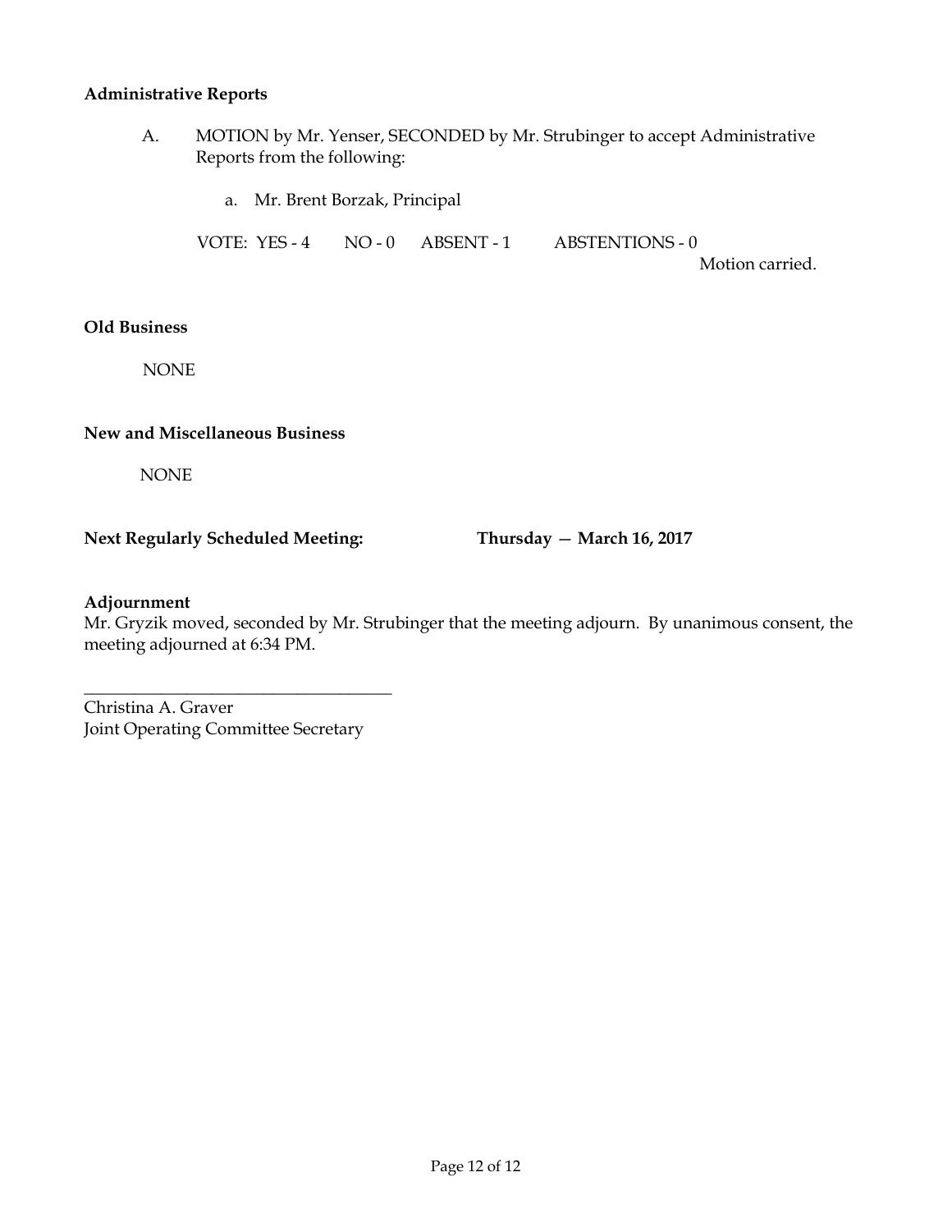**Administrative Reports**

A. MOTION by Mr. Yenser, SECONDED by Mr. Strubinger to accept Administrative Reports from the following:

a. Mr. Brent Borzak, Principal

VOTE: YES - 4 NO - 0 ABSENT - 1 ABSTENTIONS - 0

Motion carried.

**Old Business**

NONE

**New and Miscellaneous Business**

NONE

**Next Regularly Scheduled Meeting:** **Thursday — March 16, 2017**

**Adjournment**

Mr. Gryzik moved, seconded by Mr. Strubinger that the meeting adjourn. By unanimous consent, the meeting adjourned at 6:34 PM.

\_\_\_\_\_\_\_\_\_\_\_\_\_\_\_\_\_\_\_\_\_\_\_\_\_\_\_\_\_\_\_\_\_\_\_\_\_

Christina A. Graver
Joint Operating Committee Secretary